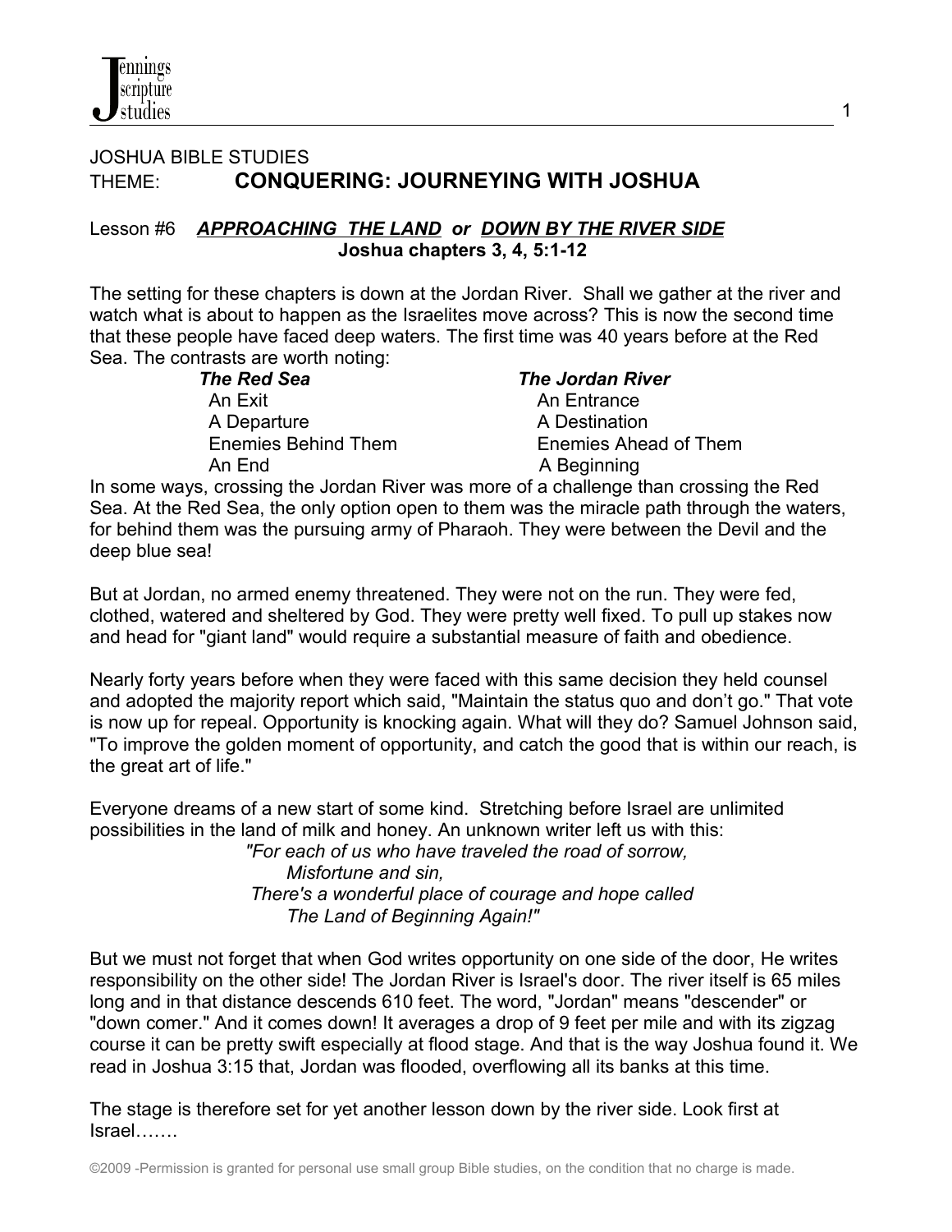JOSHUA BIBLE STUDIES

THEME: **CONQUERING: JOURNEYING WITH JOSHUA**

Lesson #6 ***APPROACHING THE LAND or DOWN BY THE RIVER SIDE***

**Joshua chapters 3, 4, 5:1-12**

The setting for these chapters is down at the Jordan River. Shall we gather at the river and watch what is about to happen as the Israelites move across? This is now the second time that these people have faced deep waters. The first time was 40 years before at the Red Sea. The contrasts are worth noting:

| ***The Red Sea*** | ***The Jordan River*** |
|---|---|
| An Exit | An Entrance |
| A Departure | A Destination |
| Enemies Behind Them | Enemies Ahead of Them |
| An End | A Beginning |

In some ways, crossing the Jordan River was more of a challenge than crossing the Red Sea. At the Red Sea, the only option open to them was the miracle path through the waters, for behind them was the pursuing army of Pharaoh. They were between the Devil and the deep blue sea!

But at Jordan, no armed enemy threatened. They were not on the run. They were fed, clothed, watered and sheltered by God. They were pretty well fixed. To pull up stakes now and head for "giant land" would require a substantial measure of faith and obedience.

Nearly forty years before when they were faced with this same decision they held counsel and adopted the majority report which said, "Maintain the status quo and don't go." That vote is now up for repeal. Opportunity is knocking again. What will they do? Samuel Johnson said, "To improve the golden moment of opportunity, and catch the good that is within our reach, is the great art of life."

Everyone dreams of a new start of some kind. Stretching before Israel are unlimited possibilities in the land of milk and honey. An unknown writer left us with this:

*"For each of us who have traveled the road of sorrow,*
*Misfortune and sin,*
*There's a wonderful place of courage and hope called*
*The Land of Beginning Again!"*

But we must not forget that when God writes opportunity on one side of the door, He writes responsibility on the other side! The Jordan River is Israel's door. The river itself is 65 miles long and in that distance descends 610 feet. The word, "Jordan" means "descender" or "down comer." And it comes down! It averages a drop of 9 feet per mile and with its zigzag course it can be pretty swift especially at flood stage. And that is the way Joshua found it. We read in Joshua 3:15 that, Jordan was flooded, overflowing all its banks at this time.

The stage is therefore set for yet another lesson down by the river side. Look first at Israel…….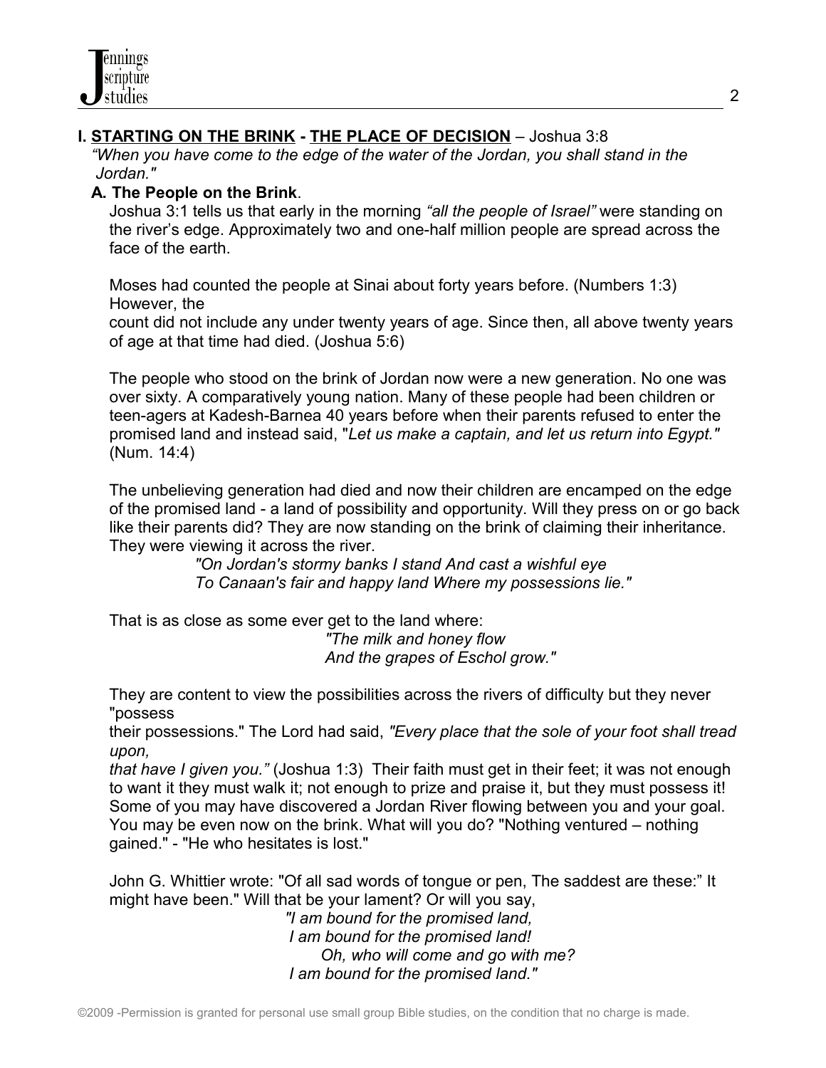## I. <u>STARTING ON THE BRINK</u> - <u>THE PLACE OF DECISION</u> – Joshua 3:8

*"When you have come to the edge of the water of the Jordan, you shall stand in the Jordan."*

### A. The People on the Brink.

Joshua 3:1 tells us that early in the morning *"all the people of Israel"* were standing on the river's edge. Approximately two and one-half million people are spread across the face of the earth.

Moses had counted the people at Sinai about forty years before. (Numbers 1:3) However, the count did not include any under twenty years of age. Since then, all above twenty years of age at that time had died. (Joshua 5:6)

The people who stood on the brink of Jordan now were a new generation. No one was over sixty. A comparatively young nation. Many of these people had been children or teen-agers at Kadesh-Barnea 40 years before when their parents refused to enter the promised land and instead said, "*Let us make a captain, and let us return into Egypt."* (Num. 14:4)

The unbelieving generation had died and now their children are encamped on the edge of the promised land - a land of possibility and opportunity. Will they press on or go back like their parents did? They are now standing on the brink of claiming their inheritance. They were viewing it across the river.

> *"On Jordan's stormy banks I stand And cast a wishful eye*
> *To Canaan's fair and happy land Where my possessions lie."*

That is as close as some ever get to the land where:

> *"The milk and honey flow*
> *And the grapes of Eschol grow."*

They are content to view the possibilities across the rivers of difficulty but they never "possess their possessions." The Lord had said, *"Every place that the sole of your foot shall tread upon, that have I given you."* (Joshua 1:3) Their faith must get in their feet; it was not enough to want it they must walk it; not enough to prize and praise it, but they must possess it! Some of you may have discovered a Jordan River flowing between you and your goal. You may be even now on the brink. What will you do? "Nothing ventured – nothing gained." - "He who hesitates is lost."

John G. Whittier wrote: "Of all sad words of tongue or pen, The saddest are these:" It might have been." Will that be your lament? Or will you say,

> *"I am bound for the promised land,*
> *I am bound for the promised land!*
> *Oh, who will come and go with me?*
> *I am bound for the promised land."*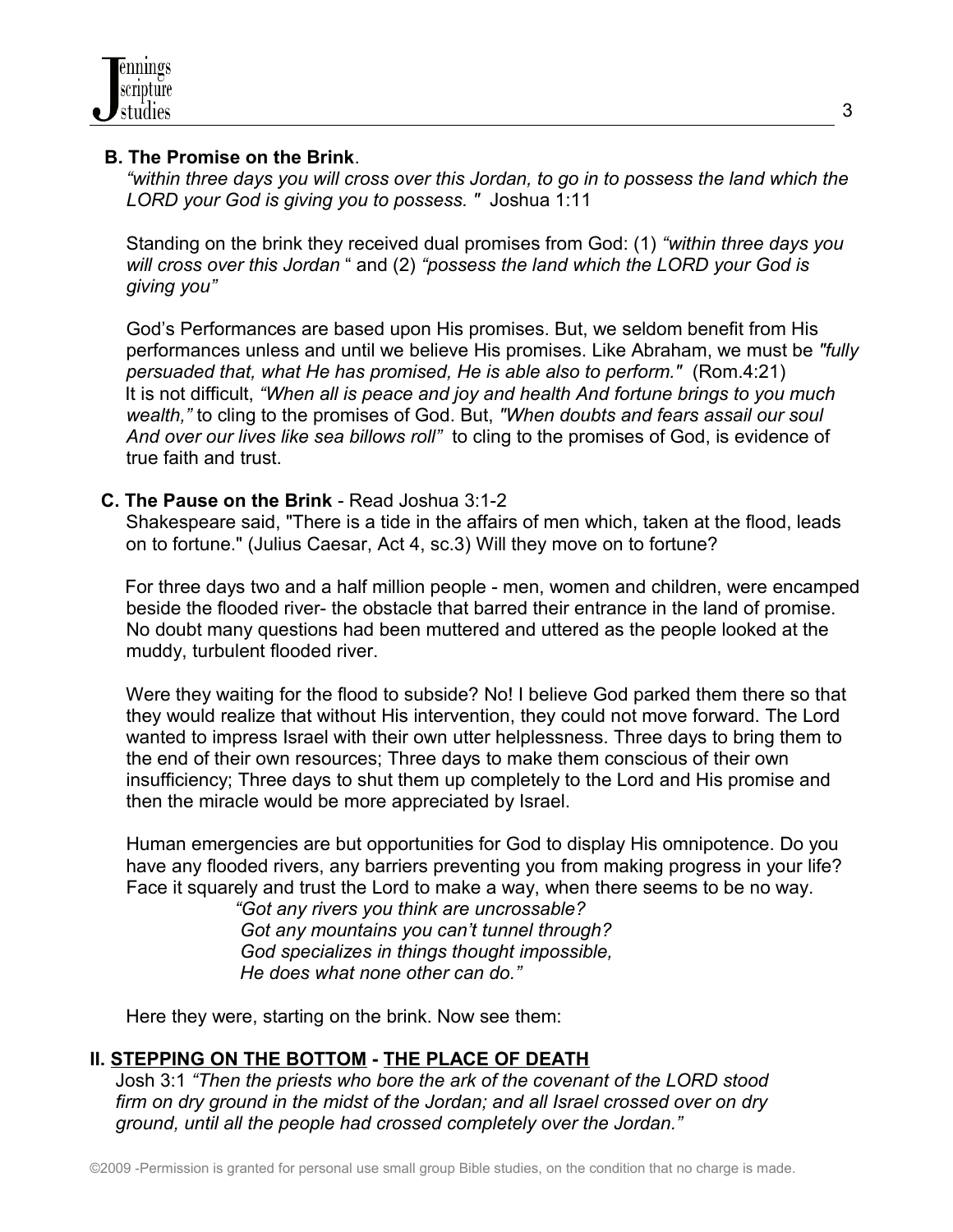**B. The Promise on the Brink**.

*"within three days you will cross over this Jordan, to go in to possess the land which the LORD your God is giving you to possess. "* Joshua 1:11

Standing on the brink they received dual promises from God: (1) *"within three days you will cross over this Jordan* " and (2) *"possess the land which the LORD your God is giving you"*

God's Performances are based upon His promises. But, we seldom benefit from His performances unless and until we believe His promises. Like Abraham, we must be *"fully persuaded that, what He has promised, He is able also to perform."* (Rom.4:21) It is not difficult, *"When all is peace and joy and health And fortune brings to you much wealth,"* to cling to the promises of God. But, *"When doubts and fears assail our soul And over our lives like sea billows roll"* to cling to the promises of God, is evidence of true faith and trust.

**C. The Pause on the Brink** - Read Joshua 3:1-2

Shakespeare said, "There is a tide in the affairs of men which, taken at the flood, leads on to fortune." (Julius Caesar, Act 4, sc.3) Will they move on to fortune?

For three days two and a half million people - men, women and children, were encamped beside the flooded river- the obstacle that barred their entrance in the land of promise. No doubt many questions had been muttered and uttered as the people looked at the muddy, turbulent flooded river.

Were they waiting for the flood to subside? No! I believe God parked them there so that they would realize that without His intervention, they could not move forward. The Lord wanted to impress Israel with their own utter helplessness. Three days to bring them to the end of their own resources; Three days to make them conscious of their own insufficiency; Three days to shut them up completely to the Lord and His promise and then the miracle would be more appreciated by Israel.

Human emergencies are but opportunities for God to display His omnipotence. Do you have any flooded rivers, any barriers preventing you from making progress in your life? Face it squarely and trust the Lord to make a way, when there seems to be no way.

> *"Got any rivers you think are uncrossable?*
> *Got any mountains you can't tunnel through?*
> *God specializes in things thought impossible,*
> *He does what none other can do."*

Here they were, starting on the brink. Now see them:

## II. STEPPING ON THE BOTTOM - THE PLACE OF DEATH

Josh 3:1 *"Then the priests who bore the ark of the covenant of the LORD stood firm on dry ground in the midst of the Jordan; and all Israel crossed over on dry ground, until all the people had crossed completely over the Jordan."*

©2009 -Permission is granted for personal use small group Bible studies, on the condition that no charge is made.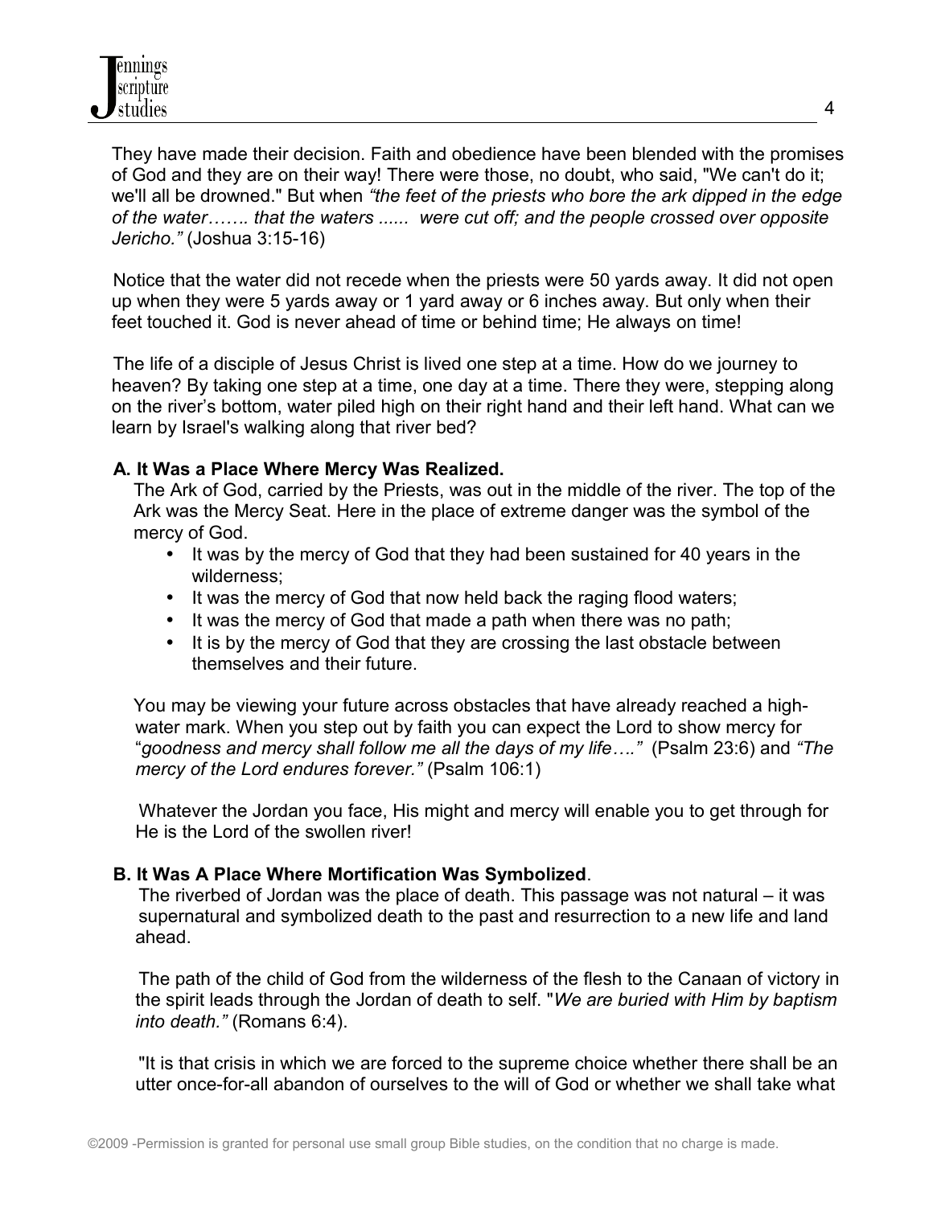They have made their decision. Faith and obedience have been blended with the promises of God and they are on their way! There were those, no doubt, who said, "We can't do it; we'll all be drowned." But when *"the feet of the priests who bore the ark dipped in the edge of the water……. that the waters ...... were cut off; and the people crossed over opposite Jericho."* (Joshua 3:15-16)

Notice that the water did not recede when the priests were 50 yards away. It did not open up when they were 5 yards away or 1 yard away or 6 inches away. But only when their feet touched it. God is never ahead of time or behind time; He always on time!

The life of a disciple of Jesus Christ is lived one step at a time. How do we journey to heaven? By taking one step at a time, one day at a time. There they were, stepping along on the river's bottom, water piled high on their right hand and their left hand. What can we learn by Israel's walking along that river bed?

**A. It Was a Place Where Mercy Was Realized.**

The Ark of God, carried by the Priests, was out in the middle of the river. The top of the Ark was the Mercy Seat. Here in the place of extreme danger was the symbol of the mercy of God.

- It was by the mercy of God that they had been sustained for 40 years in the wilderness;
- It was the mercy of God that now held back the raging flood waters;
- It was the mercy of God that made a path when there was no path;
- It is by the mercy of God that they are crossing the last obstacle between themselves and their future.

You may be viewing your future across obstacles that have already reached a high-water mark. When you step out by faith you can expect the Lord to show mercy for "*goodness and mercy shall follow me all the days of my life…."* (Psalm 23:6) and *"The mercy of the Lord endures forever."* (Psalm 106:1)

Whatever the Jordan you face, His might and mercy will enable you to get through for He is the Lord of the swollen river!

**B. It Was A Place Where Mortification Was Symbolized**.

The riverbed of Jordan was the place of death. This passage was not natural – it was supernatural and symbolized death to the past and resurrection to a new life and land ahead.

The path of the child of God from the wilderness of the flesh to the Canaan of victory in the spirit leads through the Jordan of death to self. "*We are buried with Him by baptism into death."* (Romans 6:4).

"It is that crisis in which we are forced to the supreme choice whether there shall be an utter once-for-all abandon of ourselves to the will of God or whether we shall take what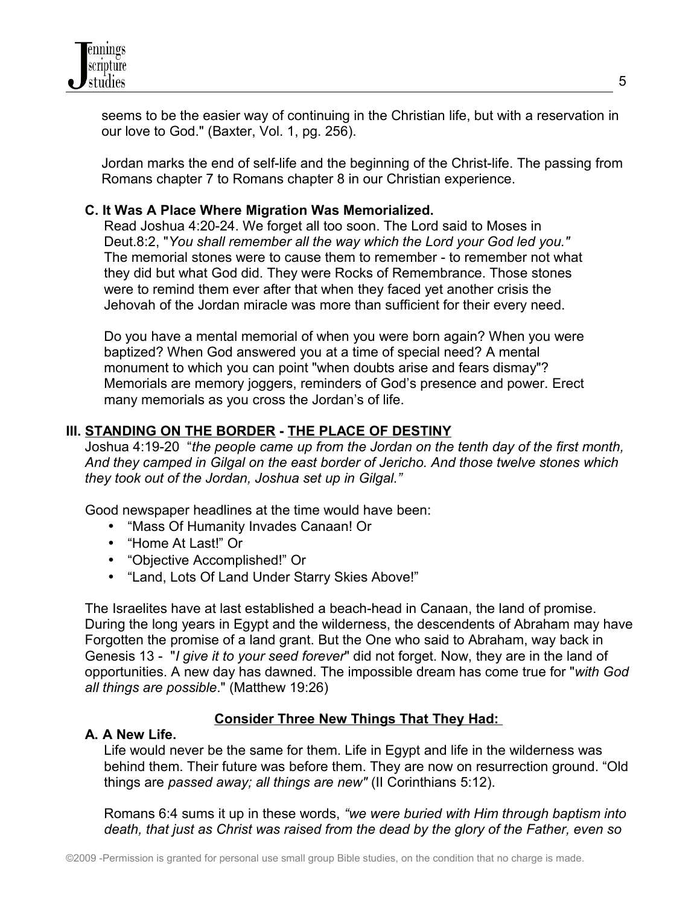seems to be the easier way of continuing in the Christian life, but with a reservation in our love to God." (Baxter, Vol. 1, pg. 256).

Jordan marks the end of self-life and the beginning of the Christ-life. The passing from Romans chapter 7 to Romans chapter 8 in our Christian experience.

### C. It Was A Place Where Migration Was Memorialized.

Read Joshua 4:20-24. We forget all too soon. The Lord said to Moses in Deut.8:2, "*You shall remember all the way which the Lord your God led you."* The memorial stones were to cause them to remember - to remember not what they did but what God did. They were Rocks of Remembrance. Those stones were to remind them ever after that when they faced yet another crisis the Jehovah of the Jordan miracle was more than sufficient for their every need.

Do you have a mental memorial of when you were born again? When you were baptized? When God answered you at a time of special need? A mental monument to which you can point "when doubts arise and fears dismay"? Memorials are memory joggers, reminders of God's presence and power. Erect many memorials as you cross the Jordan's of life.

## III. STANDING ON THE BORDER - THE PLACE OF DESTINY

Joshua 4:19-20 "*the people came up from the Jordan on the tenth day of the first month, And they camped in Gilgal on the east border of Jericho. And those twelve stones which they took out of the Jordan, Joshua set up in Gilgal."*

Good newspaper headlines at the time would have been:

- "Mass Of Humanity Invades Canaan! Or
- "Home At Last!" Or
- "Objective Accomplished!" Or
- "Land, Lots Of Land Under Starry Skies Above!"

The Israelites have at last established a beach-head in Canaan, the land of promise. During the long years in Egypt and the wilderness, the descendents of Abraham may have Forgotten the promise of a land grant. But the One who said to Abraham, way back in Genesis 13 - "*I give it to your seed forever*" did not forget. Now, they are in the land of opportunities. A new day has dawned. The impossible dream has come true for "*with God all things are possible*." (Matthew 19:26)

**Consider Three New Things That They Had:**

### A. A New Life.

Life would never be the same for them. Life in Egypt and life in the wilderness was behind them. Their future was before them. They are now on resurrection ground. "Old things are *passed away; all things are new"* (II Corinthians 5:12).

Romans 6:4 sums it up in these words, *"we were buried with Him through baptism into death, that just as Christ was raised from the dead by the glory of the Father, even so*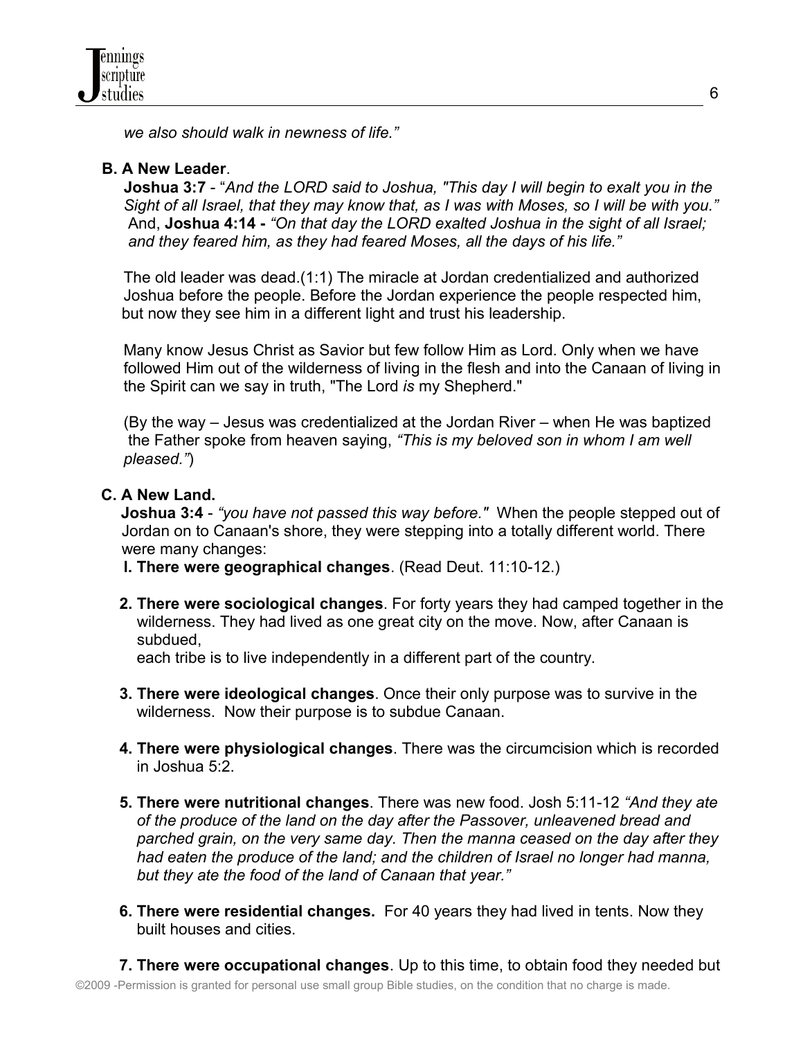*we also should walk in newness of life."*

**B. A New Leader**.

**Joshua 3:7** - "*And the LORD said to Joshua, "This day I will begin to exalt you in the Sight of all Israel, that they may know that, as I was with Moses, so I will be with you."* And, **Joshua 4:14 -** *"On that day the LORD exalted Joshua in the sight of all Israel; and they feared him, as they had feared Moses, all the days of his life."*

The old leader was dead.(1:1) The miracle at Jordan credentialized and authorized Joshua before the people. Before the Jordan experience the people respected him, but now they see him in a different light and trust his leadership.

Many know Jesus Christ as Savior but few follow Him as Lord. Only when we have followed Him out of the wilderness of living in the flesh and into the Canaan of living in the Spirit can we say in truth, "The Lord *is* my Shepherd."

(By the way – Jesus was credentialized at the Jordan River – when He was baptized the Father spoke from heaven saying, *"This is my beloved son in whom I am well pleased."*)

**C. A New Land.**

**Joshua 3:4** - *"you have not passed this way before."* When the people stepped out of Jordan on to Canaan's shore, they were stepping into a totally different world. There were many changes:

**I. There were geographical changes**. (Read Deut. 11:10-12.)

**2. There were sociological changes**. For forty years they had camped together in the wilderness. They had lived as one great city on the move. Now, after Canaan is subdued, each tribe is to live independently in a different part of the country.

**3. There were ideological changes**. Once their only purpose was to survive in the wilderness. Now their purpose is to subdue Canaan.

**4. There were physiological changes**. There was the circumcision which is recorded in Joshua 5:2.

**5. There were nutritional changes**. There was new food. Josh 5:11-12 *"And they ate of the produce of the land on the day after the Passover, unleavened bread and parched grain, on the very same day. Then the manna ceased on the day after they had eaten the produce of the land; and the children of Israel no longer had manna, but they ate the food of the land of Canaan that year."*

**6. There were residential changes.** For 40 years they had lived in tents. Now they built houses and cities.

**7. There were occupational changes**. Up to this time, to obtain food they needed but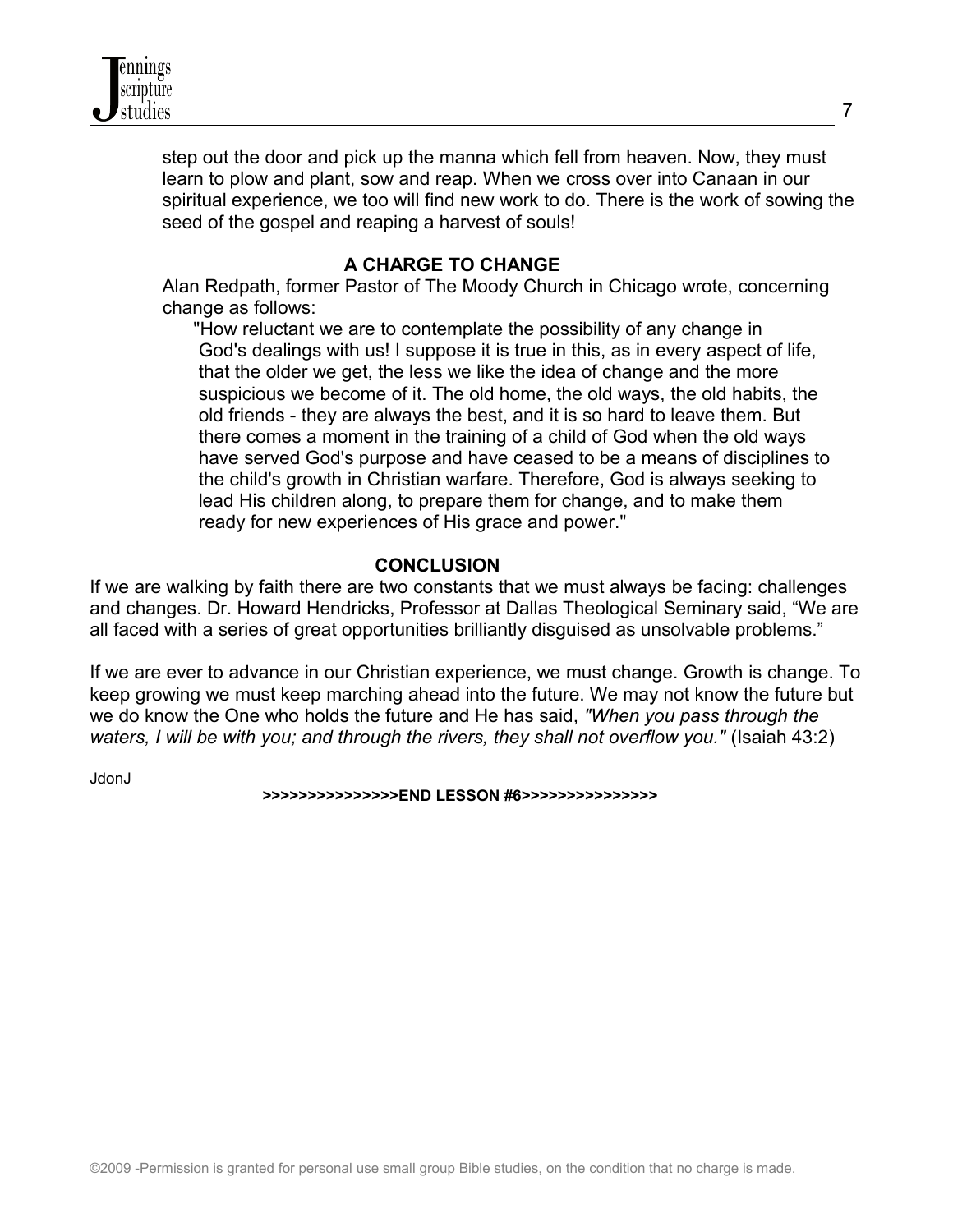step out the door and pick up the manna which fell from heaven. Now, they must learn to plow and plant, sow and reap. When we cross over into Canaan in our spiritual experience, we too will find new work to do. There is the work of sowing the seed of the gospel and reaping a harvest of souls!

### A CHARGE TO CHANGE

Alan Redpath, former Pastor of The Moody Church in Chicago wrote, concerning change as follows:

> "How reluctant we are to contemplate the possibility of any change in God's dealings with us! I suppose it is true in this, as in every aspect of life, that the older we get, the less we like the idea of change and the more suspicious we become of it. The old home, the old ways, the old habits, the old friends - they are always the best, and it is so hard to leave them. But there comes a moment in the training of a child of God when the old ways have served God's purpose and have ceased to be a means of disciplines to the child's growth in Christian warfare. Therefore, God is always seeking to lead His children along, to prepare them for change, and to make them ready for new experiences of His grace and power."

### CONCLUSION

If we are walking by faith there are two constants that we must always be facing: challenges and changes. Dr. Howard Hendricks, Professor at Dallas Theological Seminary said, "We are all faced with a series of great opportunities brilliantly disguised as unsolvable problems."

If we are ever to advance in our Christian experience, we must change. Growth is change. To keep growing we must keep marching ahead into the future. We may not know the future but we do know the One who holds the future and He has said, *"When you pass through the waters, I will be with you; and through the rivers, they shall not overflow you."* (Isaiah 43:2)

JdonJ

**>>>>>>>>>>>>>>>END LESSON #6>>>>>>>>>>>>>>>**

©2009 -Permission is granted for personal use small group Bible studies, on the condition that no charge is made.